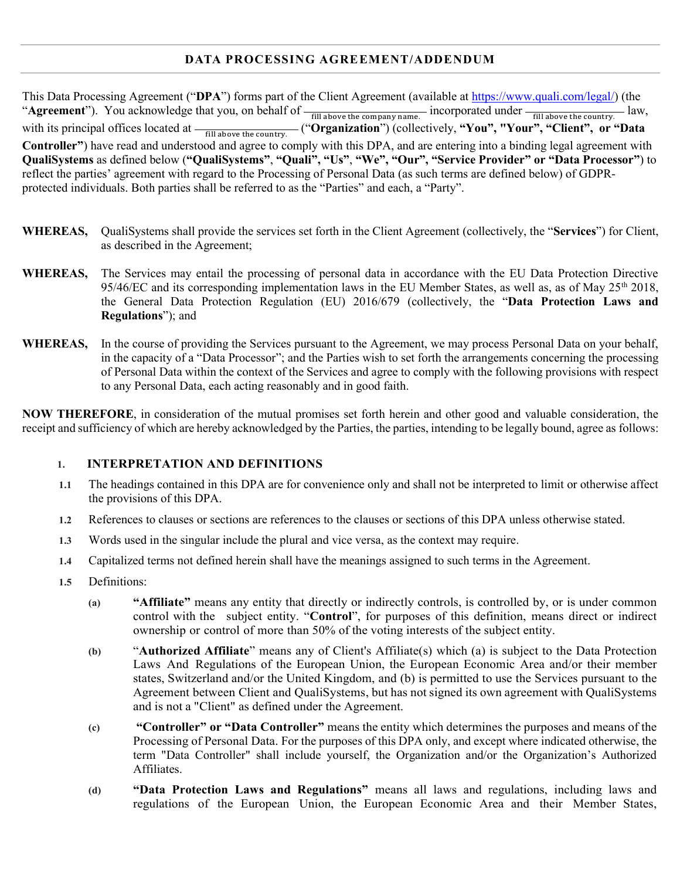## DATA PROCESSING AGREEMENT/ADDENDUM

This Data Processing Agreement ("**DPA**") forms part of the Client Agreement (available at https://www.quali.com/legal/) (the "**Agreement**"). You acknowledge that you, on behalf of ______ (fill above the company name.) incorporated under ______ (fill above the country.) law, with its principal offices located at ______ (fill above the country.) ("**Organization**") (collectively, **"You", "Your", "Client", or "Data Controller"**) have read and understood and agree to comply with this DPA, and are entering into a binding legal agreement with **QualiSystems** as defined below (**"QualiSystems"**, **"Quali", "Us"**, **"We", "Our", "Service Provider" or "Data Processor"**) to reflect the parties' agreement with regard to the Processing of Personal Data (as such terms are defined below) of GDPR-protected individuals. Both parties shall be referred to as the "Parties" and each, a "Party".

**WHEREAS,** QualiSystems shall provide the services set forth in the Client Agreement (collectively, the "**Services**") for Client, as described in the Agreement;

**WHEREAS,** The Services may entail the processing of personal data in accordance with the EU Data Protection Directive 95/46/EC and its corresponding implementation laws in the EU Member States, as well as, as of May 25th 2018, the General Data Protection Regulation (EU) 2016/679 (collectively, the "**Data Protection Laws and Regulations**"); and

**WHEREAS,** In the course of providing the Services pursuant to the Agreement, we may process Personal Data on your behalf, in the capacity of a "Data Processor"; and the Parties wish to set forth the arrangements concerning the processing of Personal Data within the context of the Services and agree to comply with the following provisions with respect to any Personal Data, each acting reasonably and in good faith.

**NOW THEREFORE**, in consideration of the mutual promises set forth herein and other good and valuable consideration, the receipt and sufficiency of which are hereby acknowledged by the Parties, the parties, intending to be legally bound, agree as follows:

### 1. INTERPRETATION AND DEFINITIONS

**1.1** The headings contained in this DPA are for convenience only and shall not be interpreted to limit or otherwise affect the provisions of this DPA.

**1.2** References to clauses or sections are references to the clauses or sections of this DPA unless otherwise stated.

**1.3** Words used in the singular include the plural and vice versa, as the context may require.

**1.4** Capitalized terms not defined herein shall have the meanings assigned to such terms in the Agreement.

**1.5** Definitions:

(a) **"Affiliate"** means any entity that directly or indirectly controls, is controlled by, or is under common control with the subject entity. "**Control**", for purposes of this definition, means direct or indirect ownership or control of more than 50% of the voting interests of the subject entity.

(b) "**Authorized Affiliate**" means any of Client's Affiliate(s) which (a) is subject to the Data Protection Laws And Regulations of the European Union, the European Economic Area and/or their member states, Switzerland and/or the United Kingdom, and (b) is permitted to use the Services pursuant to the Agreement between Client and QualiSystems, but has not signed its own agreement with QualiSystems and is not a "Client" as defined under the Agreement.

(c) **"Controller" or "Data Controller"** means the entity which determines the purposes and means of the Processing of Personal Data. For the purposes of this DPA only, and except where indicated otherwise, the term "Data Controller" shall include yourself, the Organization and/or the Organization's Authorized Affiliates.

(d) **"Data Protection Laws and Regulations"** means all laws and regulations, including laws and regulations of the European Union, the European Economic Area and their Member States,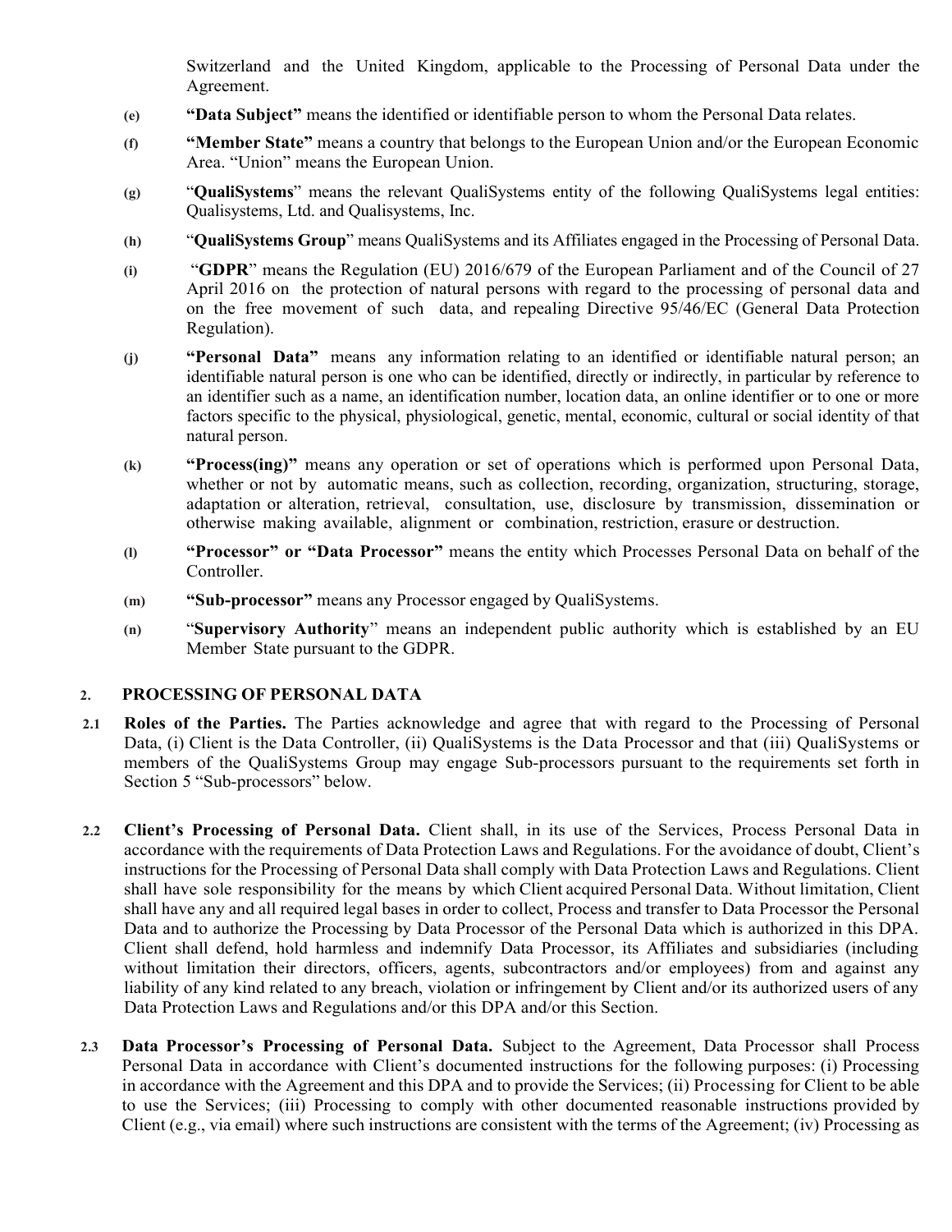Switzerland and the United Kingdom, applicable to the Processing of Personal Data under the Agreement.

(e) **"Data Subject"** means the identified or identifiable person to whom the Personal Data relates.

(f) **"Member State"** means a country that belongs to the European Union and/or the European Economic Area. "Union" means the European Union.

(g) "**QualiSystems**" means the relevant QualiSystems entity of the following QualiSystems legal entities: Qualisystems, Ltd. and Qualisystems, Inc.

(h) "**QualiSystems Group**" means QualiSystems and its Affiliates engaged in the Processing of Personal Data.

(i) "**GDPR**" means the Regulation (EU) 2016/679 of the European Parliament and of the Council of 27 April 2016 on the protection of natural persons with regard to the processing of personal data and on the free movement of such data, and repealing Directive 95/46/EC (General Data Protection Regulation).

(j) **"Personal Data"** means any information relating to an identified or identifiable natural person; an identifiable natural person is one who can be identified, directly or indirectly, in particular by reference to an identifier such as a name, an identification number, location data, an online identifier or to one or more factors specific to the physical, physiological, genetic, mental, economic, cultural or social identity of that natural person.

(k) **"Process(ing)"** means any operation or set of operations which is performed upon Personal Data, whether or not by automatic means, such as collection, recording, organization, structuring, storage, adaptation or alteration, retrieval, consultation, use, disclosure by transmission, dissemination or otherwise making available, alignment or combination, restriction, erasure or destruction.

(l) **"Processor" or "Data Processor"** means the entity which Processes Personal Data on behalf of the Controller.

(m) **"Sub-processor"** means any Processor engaged by QualiSystems.

(n) "**Supervisory Authority**" means an independent public authority which is established by an EU Member State pursuant to the GDPR.

## 2. PROCESSING OF PERSONAL DATA

**2.1 Roles of the Parties.** The Parties acknowledge and agree that with regard to the Processing of Personal Data, (i) Client is the Data Controller, (ii) QualiSystems is the Data Processor and that (iii) QualiSystems or members of the QualiSystems Group may engage Sub-processors pursuant to the requirements set forth in Section 5 "Sub-processors" below.

**2.2 Client's Processing of Personal Data.** Client shall, in its use of the Services, Process Personal Data in accordance with the requirements of Data Protection Laws and Regulations. For the avoidance of doubt, Client's instructions for the Processing of Personal Data shall comply with Data Protection Laws and Regulations. Client shall have sole responsibility for the means by which Client acquired Personal Data. Without limitation, Client shall have any and all required legal bases in order to collect, Process and transfer to Data Processor the Personal Data and to authorize the Processing by Data Processor of the Personal Data which is authorized in this DPA. Client shall defend, hold harmless and indemnify Data Processor, its Affiliates and subsidiaries (including without limitation their directors, officers, agents, subcontractors and/or employees) from and against any liability of any kind related to any breach, violation or infringement by Client and/or its authorized users of any Data Protection Laws and Regulations and/or this DPA and/or this Section.

**2.3 Data Processor's Processing of Personal Data.** Subject to the Agreement, Data Processor shall Process Personal Data in accordance with Client's documented instructions for the following purposes: (i) Processing in accordance with the Agreement and this DPA and to provide the Services; (ii) Processing for Client to be able to use the Services; (iii) Processing to comply with other documented reasonable instructions provided by Client (e.g., via email) where such instructions are consistent with the terms of the Agreement; (iv) Processing as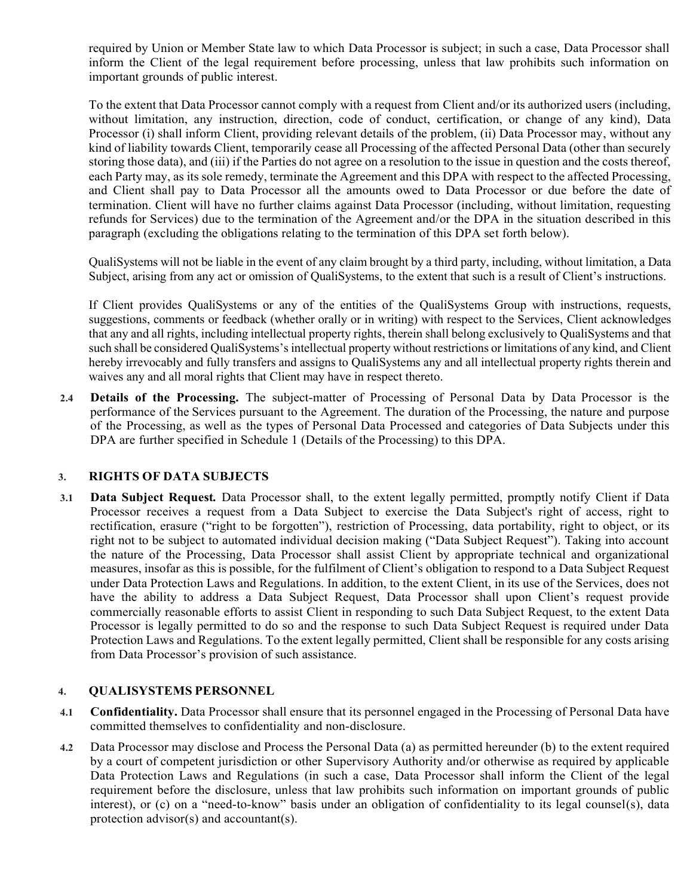required by Union or Member State law to which Data Processor is subject; in such a case, Data Processor shall inform the Client of the legal requirement before processing, unless that law prohibits such information on important grounds of public interest.

To the extent that Data Processor cannot comply with a request from Client and/or its authorized users (including, without limitation, any instruction, direction, code of conduct, certification, or change of any kind), Data Processor (i) shall inform Client, providing relevant details of the problem, (ii) Data Processor may, without any kind of liability towards Client, temporarily cease all Processing of the affected Personal Data (other than securely storing those data), and (iii) if the Parties do not agree on a resolution to the issue in question and the costs thereof, each Party may, as its sole remedy, terminate the Agreement and this DPA with respect to the affected Processing, and Client shall pay to Data Processor all the amounts owed to Data Processor or due before the date of termination. Client will have no further claims against Data Processor (including, without limitation, requesting refunds for Services) due to the termination of the Agreement and/or the DPA in the situation described in this paragraph (excluding the obligations relating to the termination of this DPA set forth below).

QualiSystems will not be liable in the event of any claim brought by a third party, including, without limitation, a Data Subject, arising from any act or omission of QualiSystems, to the extent that such is a result of Client's instructions.

If Client provides QualiSystems or any of the entities of the QualiSystems Group with instructions, requests, suggestions, comments or feedback (whether orally or in writing) with respect to the Services, Client acknowledges that any and all rights, including intellectual property rights, therein shall belong exclusively to QualiSystems and that such shall be considered QualiSystems's intellectual property without restrictions or limitations of any kind, and Client hereby irrevocably and fully transfers and assigns to QualiSystems any and all intellectual property rights therein and waives any and all moral rights that Client may have in respect thereto.

**2.4 Details of the Processing.** The subject-matter of Processing of Personal Data by Data Processor is the performance of the Services pursuant to the Agreement. The duration of the Processing, the nature and purpose of the Processing, as well as the types of Personal Data Processed and categories of Data Subjects under this DPA are further specified in Schedule 1 (Details of the Processing) to this DPA.

## 3. RIGHTS OF DATA SUBJECTS

**3.1 Data Subject Request.** Data Processor shall, to the extent legally permitted, promptly notify Client if Data Processor receives a request from a Data Subject to exercise the Data Subject's right of access, right to rectification, erasure ("right to be forgotten"), restriction of Processing, data portability, right to object, or its right not to be subject to automated individual decision making ("Data Subject Request"). Taking into account the nature of the Processing, Data Processor shall assist Client by appropriate technical and organizational measures, insofar as this is possible, for the fulfilment of Client's obligation to respond to a Data Subject Request under Data Protection Laws and Regulations. In addition, to the extent Client, in its use of the Services, does not have the ability to address a Data Subject Request, Data Processor shall upon Client's request provide commercially reasonable efforts to assist Client in responding to such Data Subject Request, to the extent Data Processor is legally permitted to do so and the response to such Data Subject Request is required under Data Protection Laws and Regulations. To the extent legally permitted, Client shall be responsible for any costs arising from Data Processor's provision of such assistance.

## 4. QUALISYSTEMS PERSONNEL

**4.1 Confidentiality.** Data Processor shall ensure that its personnel engaged in the Processing of Personal Data have committed themselves to confidentiality and non-disclosure.

**4.2** Data Processor may disclose and Process the Personal Data (a) as permitted hereunder (b) to the extent required by a court of competent jurisdiction or other Supervisory Authority and/or otherwise as required by applicable Data Protection Laws and Regulations (in such a case, Data Processor shall inform the Client of the legal requirement before the disclosure, unless that law prohibits such information on important grounds of public interest), or (c) on a "need-to-know" basis under an obligation of confidentiality to its legal counsel(s), data protection advisor(s) and accountant(s).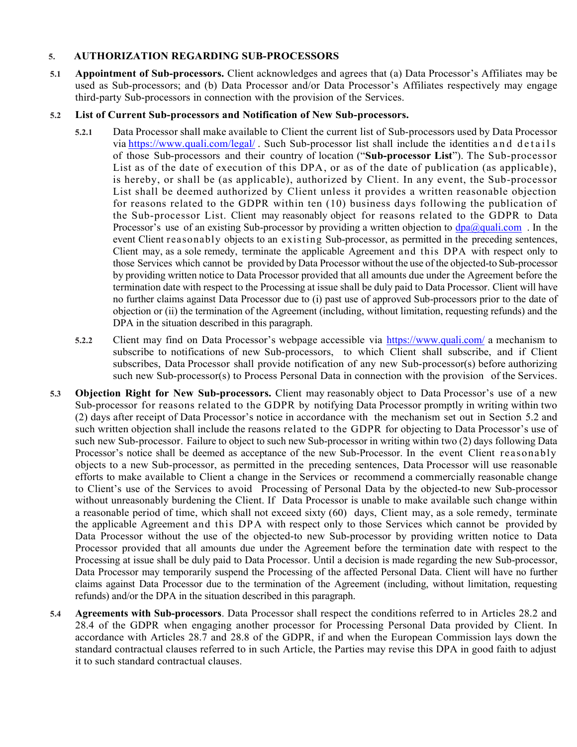## 5. AUTHORIZATION REGARDING SUB-PROCESSORS

**5.1 Appointment of Sub-processors.** Client acknowledges and agrees that (a) Data Processor's Affiliates may be used as Sub-processors; and (b) Data Processor and/or Data Processor's Affiliates respectively may engage third-party Sub-processors in connection with the provision of the Services.

**5.2 List of Current Sub-processors and Notification of New Sub-processors.**

**5.2.1** Data Processor shall make available to Client the current list of Sub-processors used by Data Processor via https://www.quali.com/legal/ . Such Sub-processor list shall include the identities and details of those Sub-processors and their country of location ("**Sub-processor List**"). The Sub-processor List as of the date of execution of this DPA, or as of the date of publication (as applicable), is hereby, or shall be (as applicable), authorized by Client. In any event, the Sub-processor List shall be deemed authorized by Client unless it provides a written reasonable objection for reasons related to the GDPR within ten (10) business days following the publication of the Sub-processor List. Client may reasonably object for reasons related to the GDPR to Data Processor's use of an existing Sub-processor by providing a written objection to dpa@quali.com . In the event Client reasonably objects to an existing Sub-processor, as permitted in the preceding sentences, Client may, as a sole remedy, terminate the applicable Agreement and this DPA with respect only to those Services which cannot be provided by Data Processor without the use of the objected-to Sub-processor by providing written notice to Data Processor provided that all amounts due under the Agreement before the termination date with respect to the Processing at issue shall be duly paid to Data Processor. Client will have no further claims against Data Processor due to (i) past use of approved Sub-processors prior to the date of objection or (ii) the termination of the Agreement (including, without limitation, requesting refunds) and the DPA in the situation described in this paragraph.

**5.2.2** Client may find on Data Processor's webpage accessible via https://www.quali.com/ a mechanism to subscribe to notifications of new Sub-processors, to which Client shall subscribe, and if Client subscribes, Data Processor shall provide notification of any new Sub-processor(s) before authorizing such new Sub-processor(s) to Process Personal Data in connection with the provision of the Services.

**5.3 Objection Right for New Sub-processors.** Client may reasonably object to Data Processor's use of a new Sub-processor for reasons related to the GDPR by notifying Data Processor promptly in writing within two (2) days after receipt of Data Processor's notice in accordance with the mechanism set out in Section 5.2 and such written objection shall include the reasons related to the GDPR for objecting to Data Processor's use of such new Sub-processor. Failure to object to such new Sub-processor in writing within two (2) days following Data Processor's notice shall be deemed as acceptance of the new Sub-Processor. In the event Client reasonably objects to a new Sub-processor, as permitted in the preceding sentences, Data Processor will use reasonable efforts to make available to Client a change in the Services or recommend a commercially reasonable change to Client's use of the Services to avoid Processing of Personal Data by the objected-to new Sub-processor without unreasonably burdening the Client. If Data Processor is unable to make available such change within a reasonable period of time, which shall not exceed sixty (60) days, Client may, as a sole remedy, terminate the applicable Agreement and this DPA with respect only to those Services which cannot be provided by Data Processor without the use of the objected-to new Sub-processor by providing written notice to Data Processor provided that all amounts due under the Agreement before the termination date with respect to the Processing at issue shall be duly paid to Data Processor. Until a decision is made regarding the new Sub-processor, Data Processor may temporarily suspend the Processing of the affected Personal Data. Client will have no further claims against Data Processor due to the termination of the Agreement (including, without limitation, requesting refunds) and/or the DPA in the situation described in this paragraph.

**5.4 Agreements with Sub-processors**. Data Processor shall respect the conditions referred to in Articles 28.2 and 28.4 of the GDPR when engaging another processor for Processing Personal Data provided by Client. In accordance with Articles 28.7 and 28.8 of the GDPR, if and when the European Commission lays down the standard contractual clauses referred to in such Article, the Parties may revise this DPA in good faith to adjust it to such standard contractual clauses.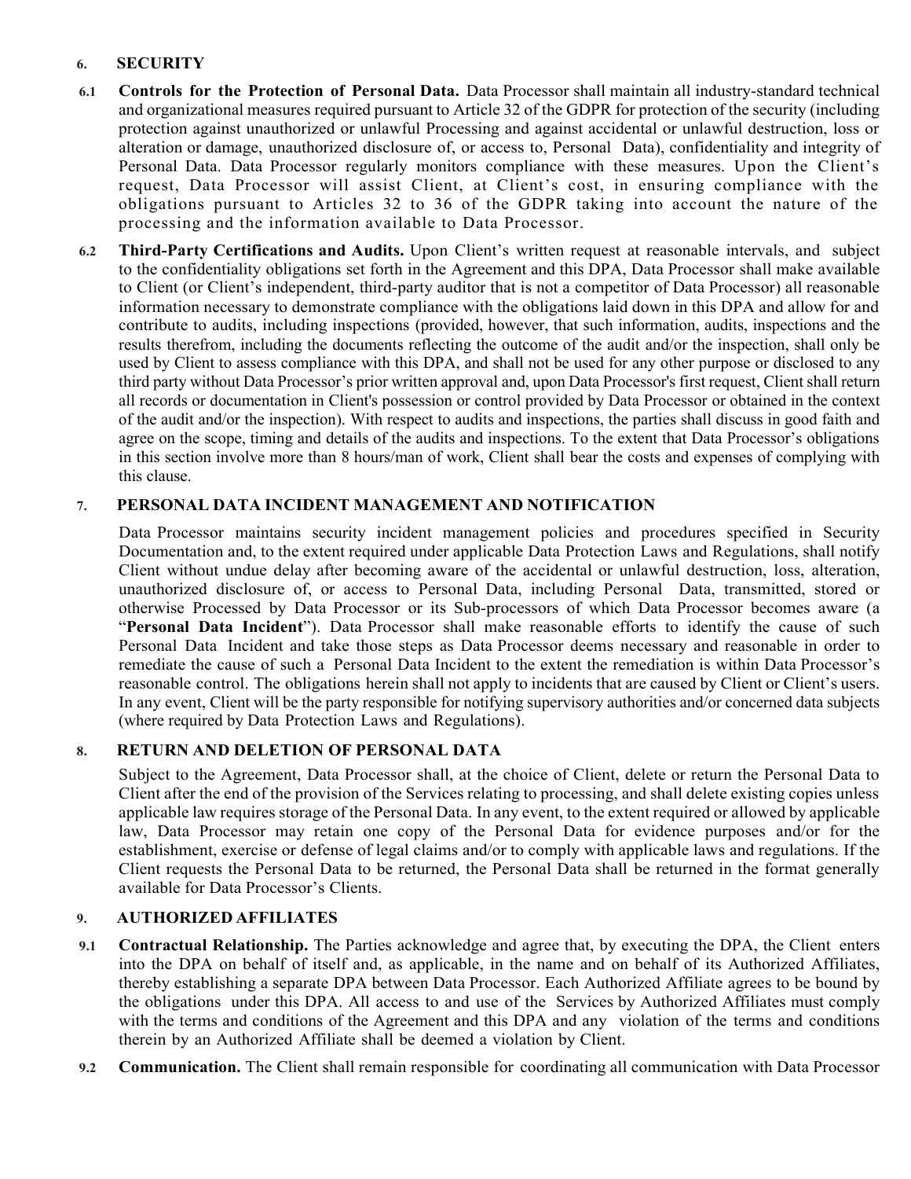## 6. SECURITY

**6.1 Controls for the Protection of Personal Data.** Data Processor shall maintain all industry-standard technical and organizational measures required pursuant to Article 32 of the GDPR for protection of the security (including protection against unauthorized or unlawful Processing and against accidental or unlawful destruction, loss or alteration or damage, unauthorized disclosure of, or access to, Personal Data), confidentiality and integrity of Personal Data. Data Processor regularly monitors compliance with these measures. Upon the Client's request, Data Processor will assist Client, at Client's cost, in ensuring compliance with the obligations pursuant to Articles 32 to 36 of the GDPR taking into account the nature of the processing and the information available to Data Processor.

**6.2 Third-Party Certifications and Audits.** Upon Client's written request at reasonable intervals, and subject to the confidentiality obligations set forth in the Agreement and this DPA, Data Processor shall make available to Client (or Client's independent, third-party auditor that is not a competitor of Data Processor) all reasonable information necessary to demonstrate compliance with the obligations laid down in this DPA and allow for and contribute to audits, including inspections (provided, however, that such information, audits, inspections and the results therefrom, including the documents reflecting the outcome of the audit and/or the inspection, shall only be used by Client to assess compliance with this DPA, and shall not be used for any other purpose or disclosed to any third party without Data Processor's prior written approval and, upon Data Processor's first request, Client shall return all records or documentation in Client's possession or control provided by Data Processor or obtained in the context of the audit and/or the inspection). With respect to audits and inspections, the parties shall discuss in good faith and agree on the scope, timing and details of the audits and inspections. To the extent that Data Processor's obligations in this section involve more than 8 hours/man of work, Client shall bear the costs and expenses of complying with this clause.

## 7. PERSONAL DATA INCIDENT MANAGEMENT AND NOTIFICATION

Data Processor maintains security incident management policies and procedures specified in Security Documentation and, to the extent required under applicable Data Protection Laws and Regulations, shall notify Client without undue delay after becoming aware of the accidental or unlawful destruction, loss, alteration, unauthorized disclosure of, or access to Personal Data, including Personal Data, transmitted, stored or otherwise Processed by Data Processor or its Sub-processors of which Data Processor becomes aware (a "**Personal Data Incident**"). Data Processor shall make reasonable efforts to identify the cause of such Personal Data Incident and take those steps as Data Processor deems necessary and reasonable in order to remediate the cause of such a Personal Data Incident to the extent the remediation is within Data Processor's reasonable control. The obligations herein shall not apply to incidents that are caused by Client or Client's users. In any event, Client will be the party responsible for notifying supervisory authorities and/or concerned data subjects (where required by Data Protection Laws and Regulations).

## 8. RETURN AND DELETION OF PERSONAL DATA

Subject to the Agreement, Data Processor shall, at the choice of Client, delete or return the Personal Data to Client after the end of the provision of the Services relating to processing, and shall delete existing copies unless applicable law requires storage of the Personal Data. In any event, to the extent required or allowed by applicable law, Data Processor may retain one copy of the Personal Data for evidence purposes and/or for the establishment, exercise or defense of legal claims and/or to comply with applicable laws and regulations. If the Client requests the Personal Data to be returned, the Personal Data shall be returned in the format generally available for Data Processor's Clients.

## 9. AUTHORIZED AFFILIATES

**9.1 Contractual Relationship.** The Parties acknowledge and agree that, by executing the DPA, the Client enters into the DPA on behalf of itself and, as applicable, in the name and on behalf of its Authorized Affiliates, thereby establishing a separate DPA between Data Processor. Each Authorized Affiliate agrees to be bound by the obligations under this DPA. All access to and use of the Services by Authorized Affiliates must comply with the terms and conditions of the Agreement and this DPA and any violation of the terms and conditions therein by an Authorized Affiliate shall be deemed a violation by Client.

**9.2 Communication.** The Client shall remain responsible for coordinating all communication with Data Processor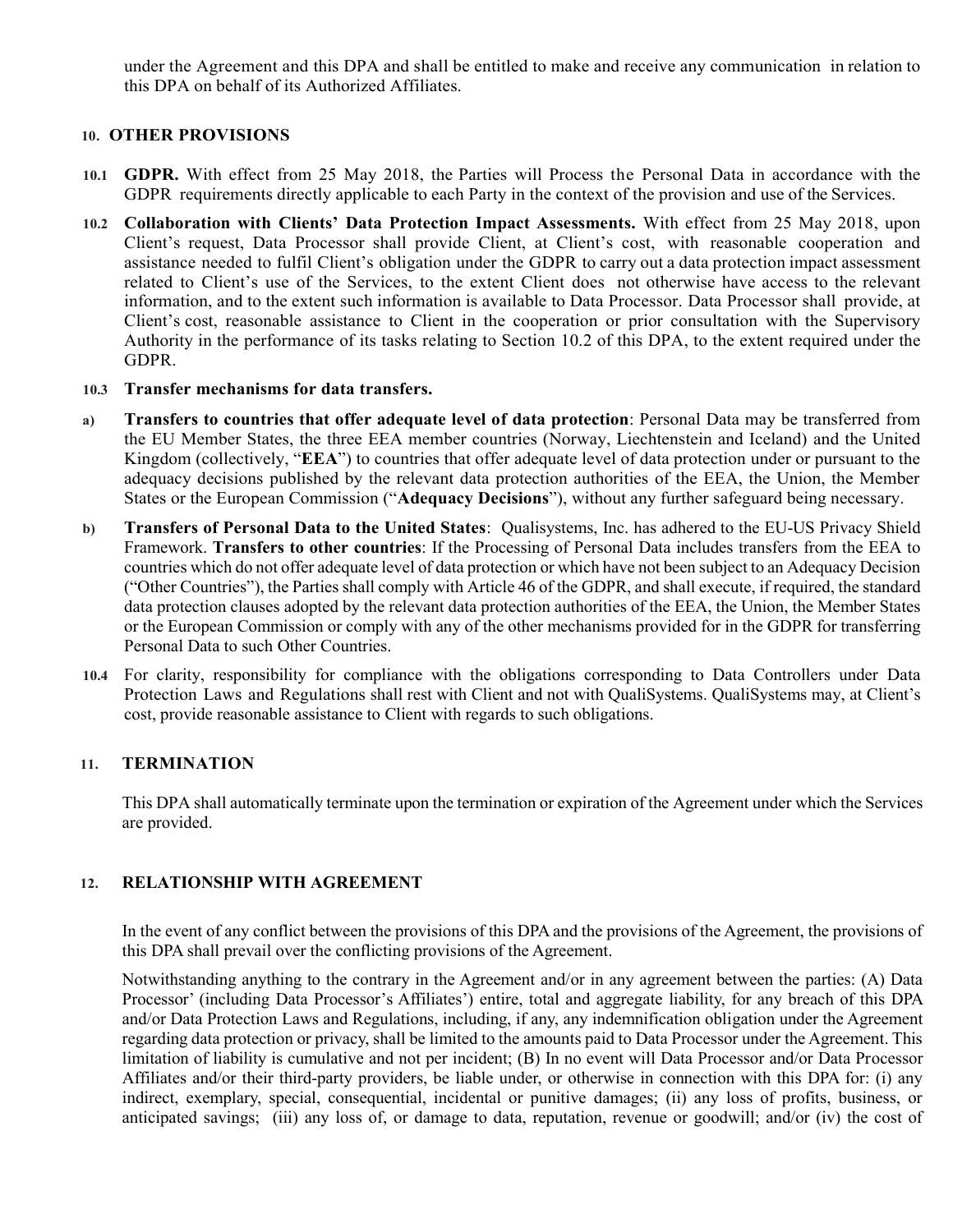under the Agreement and this DPA and shall be entitled to make and receive any communication in relation to this DPA on behalf of its Authorized Affiliates.

## 10. OTHER PROVISIONS

**10.1 GDPR.** With effect from 25 May 2018, the Parties will Process the Personal Data in accordance with the GDPR requirements directly applicable to each Party in the context of the provision and use of the Services.

**10.2 Collaboration with Clients' Data Protection Impact Assessments.** With effect from 25 May 2018, upon Client's request, Data Processor shall provide Client, at Client's cost, with reasonable cooperation and assistance needed to fulfil Client's obligation under the GDPR to carry out a data protection impact assessment related to Client's use of the Services, to the extent Client does not otherwise have access to the relevant information, and to the extent such information is available to Data Processor. Data Processor shall provide, at Client's cost, reasonable assistance to Client in the cooperation or prior consultation with the Supervisory Authority in the performance of its tasks relating to Section 10.2 of this DPA, to the extent required under the GDPR.

**10.3 Transfer mechanisms for data transfers.**

**a) Transfers to countries that offer adequate level of data protection**: Personal Data may be transferred from the EU Member States, the three EEA member countries (Norway, Liechtenstein and Iceland) and the United Kingdom (collectively, "**EEA**") to countries that offer adequate level of data protection under or pursuant to the adequacy decisions published by the relevant data protection authorities of the EEA, the Union, the Member States or the European Commission ("**Adequacy Decisions**"), without any further safeguard being necessary.

**b) Transfers of Personal Data to the United States**: Qualisystems, Inc. has adhered to the EU-US Privacy Shield Framework. **Transfers to other countries**: If the Processing of Personal Data includes transfers from the EEA to countries which do not offer adequate level of data protection or which have not been subject to an Adequacy Decision ("Other Countries"), the Parties shall comply with Article 46 of the GDPR, and shall execute, if required, the standard data protection clauses adopted by the relevant data protection authorities of the EEA, the Union, the Member States or the European Commission or comply with any of the other mechanisms provided for in the GDPR for transferring Personal Data to such Other Countries.

**10.4** For clarity, responsibility for compliance with the obligations corresponding to Data Controllers under Data Protection Laws and Regulations shall rest with Client and not with QualiSystems. QualiSystems may, at Client's cost, provide reasonable assistance to Client with regards to such obligations.

## 11. TERMINATION

This DPA shall automatically terminate upon the termination or expiration of the Agreement under which the Services are provided.

## 12. RELATIONSHIP WITH AGREEMENT

In the event of any conflict between the provisions of this DPA and the provisions of the Agreement, the provisions of this DPA shall prevail over the conflicting provisions of the Agreement.

Notwithstanding anything to the contrary in the Agreement and/or in any agreement between the parties: (A) Data Processor' (including Data Processor's Affiliates') entire, total and aggregate liability, for any breach of this DPA and/or Data Protection Laws and Regulations, including, if any, any indemnification obligation under the Agreement regarding data protection or privacy, shall be limited to the amounts paid to Data Processor under the Agreement. This limitation of liability is cumulative and not per incident; (B) In no event will Data Processor and/or Data Processor Affiliates and/or their third-party providers, be liable under, or otherwise in connection with this DPA for: (i) any indirect, exemplary, special, consequential, incidental or punitive damages; (ii) any loss of profits, business, or anticipated savings; (iii) any loss of, or damage to data, reputation, revenue or goodwill; and/or (iv) the cost of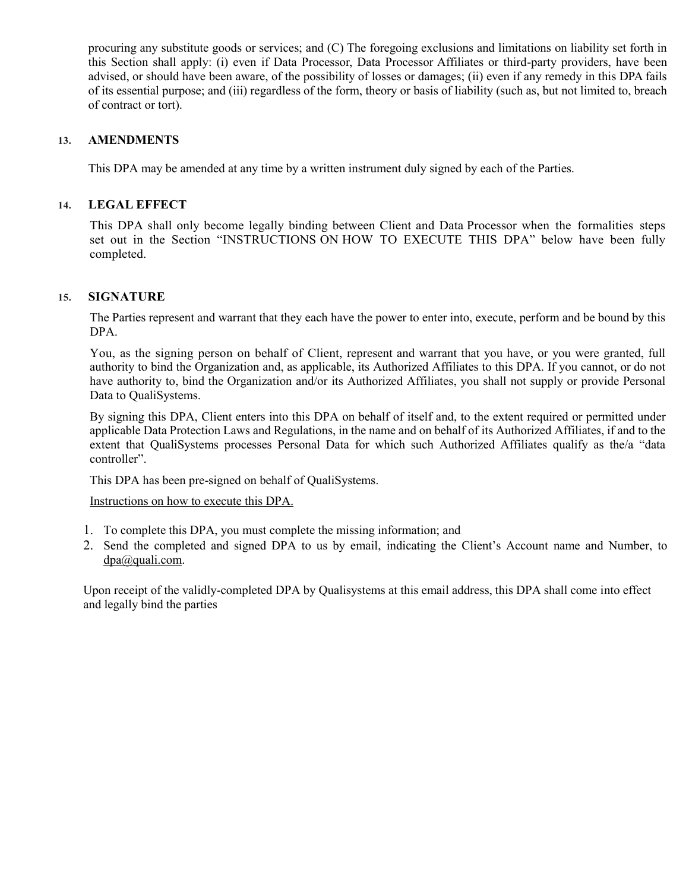procuring any substitute goods or services; and (C) The foregoing exclusions and limitations on liability set forth in this Section shall apply: (i) even if Data Processor, Data Processor Affiliates or third-party providers, have been advised, or should have been aware, of the possibility of losses or damages; (ii) even if any remedy in this DPA fails of its essential purpose; and (iii) regardless of the form, theory or basis of liability (such as, but not limited to, breach of contract or tort).

## 13. AMENDMENTS

This DPA may be amended at any time by a written instrument duly signed by each of the Parties.

## 14. LEGAL EFFECT

This DPA shall only become legally binding between Client and Data Processor when the formalities steps set out in the Section "INSTRUCTIONS ON HOW TO EXECUTE THIS DPA" below have been fully completed.

## 15. SIGNATURE

The Parties represent and warrant that they each have the power to enter into, execute, perform and be bound by this DPA.

You, as the signing person on behalf of Client, represent and warrant that you have, or you were granted, full authority to bind the Organization and, as applicable, its Authorized Affiliates to this DPA. If you cannot, or do not have authority to, bind the Organization and/or its Authorized Affiliates, you shall not supply or provide Personal Data to QualiSystems.

By signing this DPA, Client enters into this DPA on behalf of itself and, to the extent required or permitted under applicable Data Protection Laws and Regulations, in the name and on behalf of its Authorized Affiliates, if and to the extent that QualiSystems processes Personal Data for which such Authorized Affiliates qualify as the/a "data controller".

This DPA has been pre-signed on behalf of QualiSystems.

Instructions on how to execute this DPA.

1. To complete this DPA, you must complete the missing information; and
2. Send the completed and signed DPA to us by email, indicating the Client's Account name and Number, to dpa@quali.com.

Upon receipt of the validly-completed DPA by Qualisystems at this email address, this DPA shall come into effect and legally bind the parties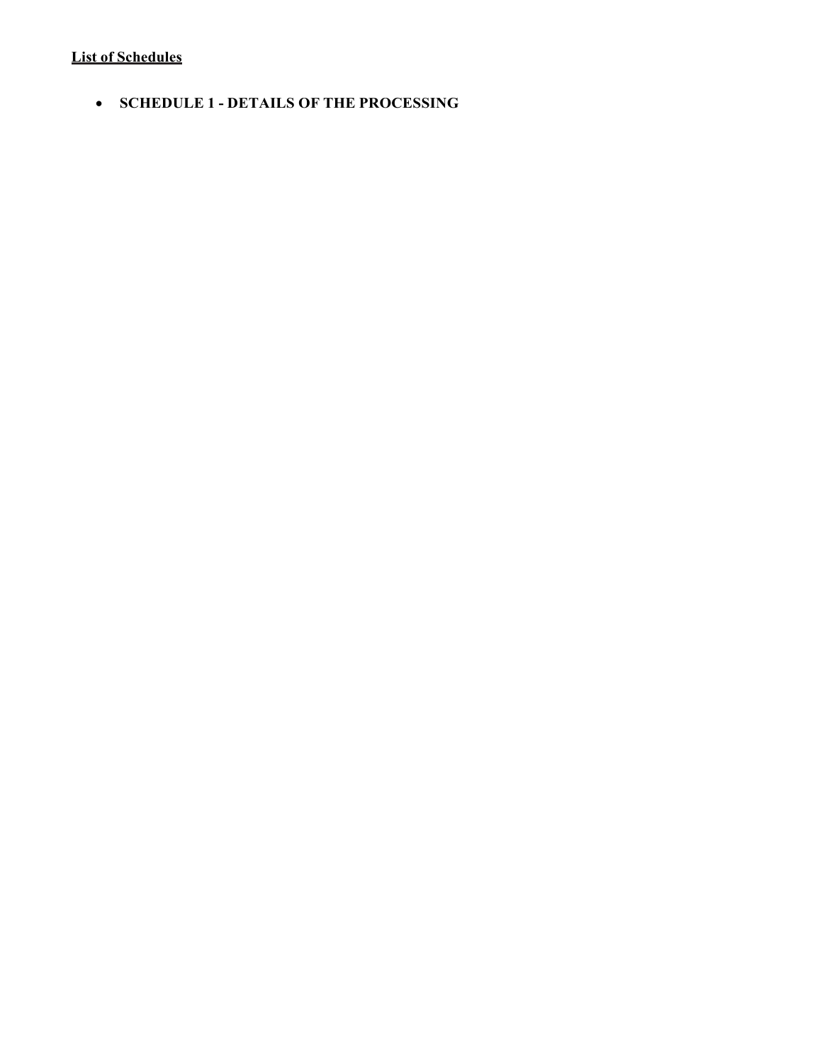**List of Schedules**

- **SCHEDULE 1 - DETAILS OF THE PROCESSING**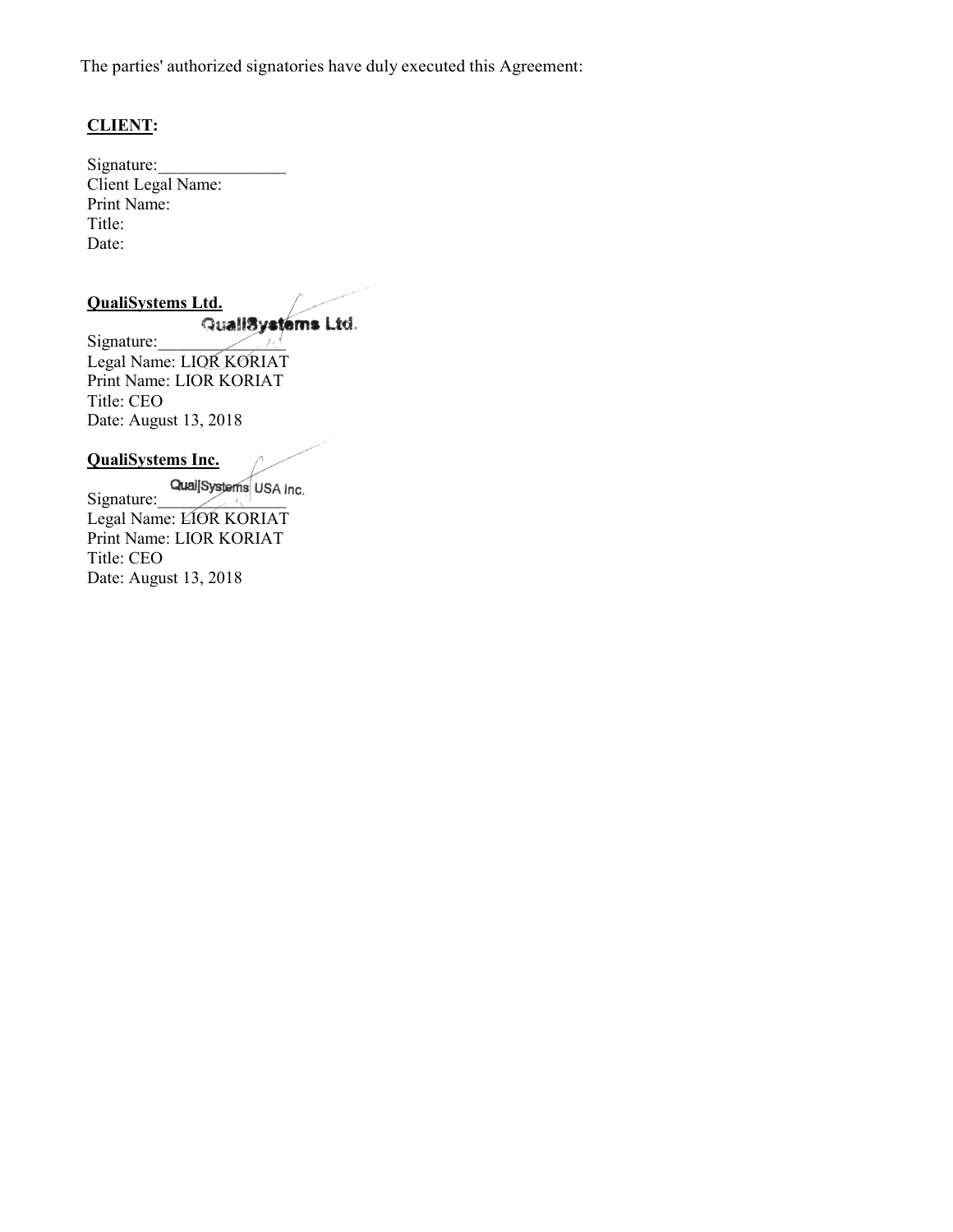The parties' authorized signatories have duly executed this Agreement:

**CLIENT:**

Signature:_______________
Client Legal Name:
Print Name:
Title:
Date:

**QualiSystems Ltd.**

QualiSystems Ltd.
Signature:_______________
Legal Name: LIOR KORIAT
Print Name: LIOR KORIAT
Title: CEO
Date: August 13, 2018

**QualiSystems Inc.**

QualiSystems USA Inc.
Signature:_______________
Legal Name: LIOR KORIAT
Print Name: LIOR KORIAT
Title: CEO
Date: August 13, 2018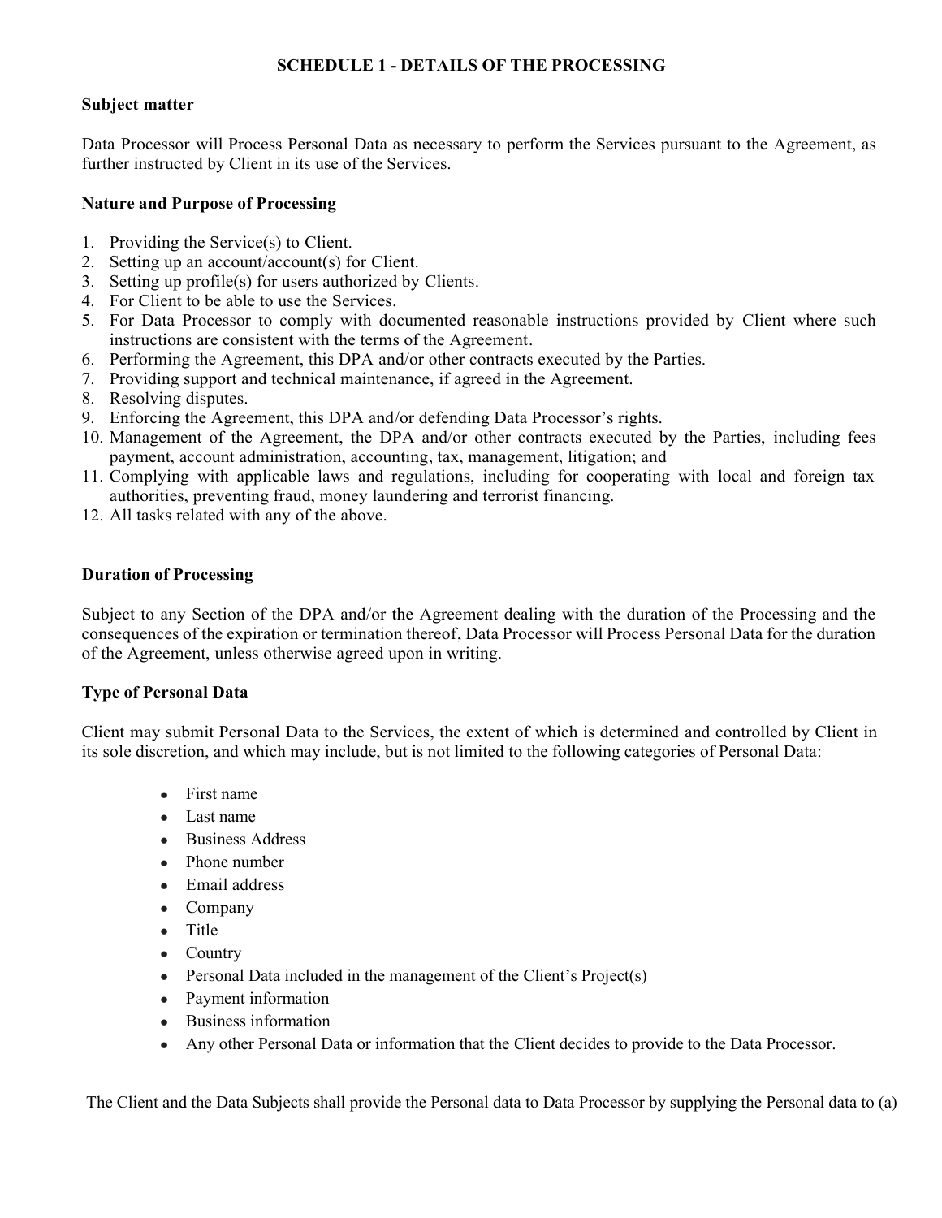## SCHEDULE 1 - DETAILS OF THE PROCESSING

**Subject matter**

Data Processor will Process Personal Data as necessary to perform the Services pursuant to the Agreement, as further instructed by Client in its use of the Services.

**Nature and Purpose of Processing**

1. Providing the Service(s) to Client.
2. Setting up an account/account(s) for Client.
3. Setting up profile(s) for users authorized by Clients.
4. For Client to be able to use the Services.
5. For Data Processor to comply with documented reasonable instructions provided by Client where such instructions are consistent with the terms of the Agreement.
6. Performing the Agreement, this DPA and/or other contracts executed by the Parties.
7. Providing support and technical maintenance, if agreed in the Agreement.
8. Resolving disputes.
9. Enforcing the Agreement, this DPA and/or defending Data Processor's rights.
10. Management of the Agreement, the DPA and/or other contracts executed by the Parties, including fees payment, account administration, accounting, tax, management, litigation; and
11. Complying with applicable laws and regulations, including for cooperating with local and foreign tax authorities, preventing fraud, money laundering and terrorist financing.
12. All tasks related with any of the above.

**Duration of Processing**

Subject to any Section of the DPA and/or the Agreement dealing with the duration of the Processing and the consequences of the expiration or termination thereof, Data Processor will Process Personal Data for the duration of the Agreement, unless otherwise agreed upon in writing.

**Type of Personal Data**

Client may submit Personal Data to the Services, the extent of which is determined and controlled by Client in its sole discretion, and which may include, but is not limited to the following categories of Personal Data:

- First name
- Last name
- Business Address
- Phone number
- Email address
- Company
- Title
- Country
- Personal Data included in the management of the Client's Project(s)
- Payment information
- Business information
- Any other Personal Data or information that the Client decides to provide to the Data Processor.

The Client and the Data Subjects shall provide the Personal data to Data Processor by supplying the Personal data to (a)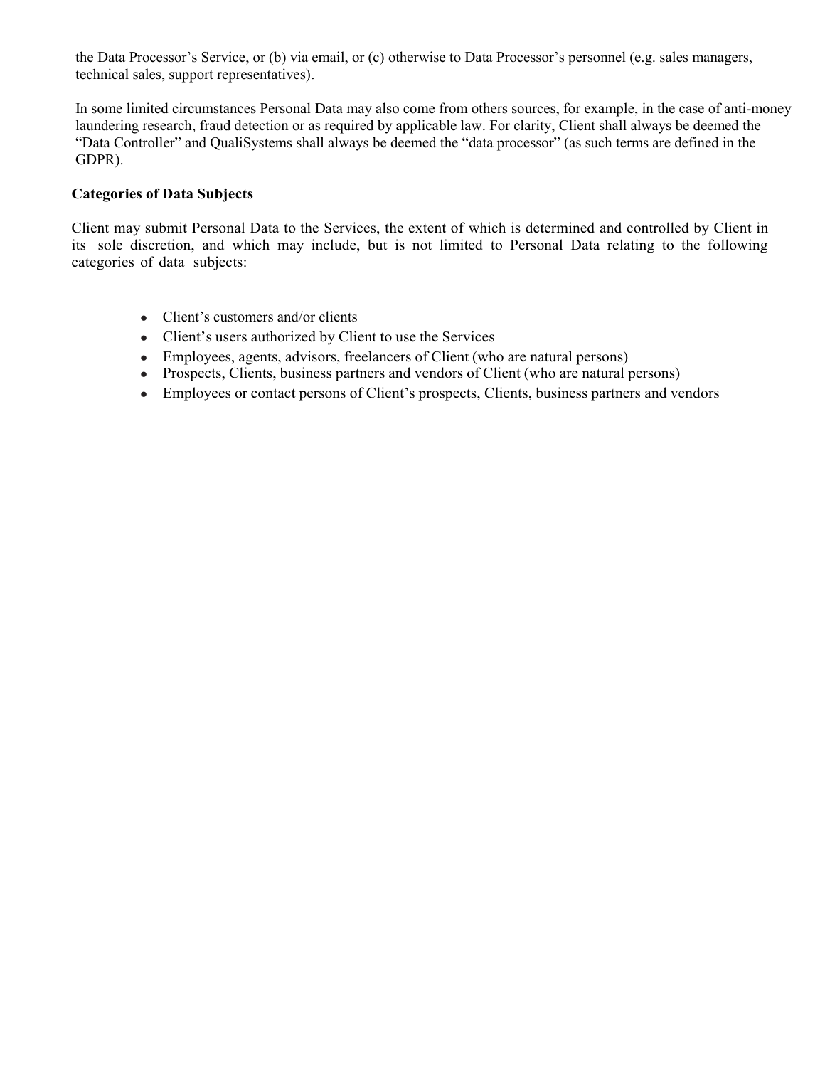the Data Processor's Service, or (b) via email, or (c) otherwise to Data Processor's personnel (e.g. sales managers, technical sales, support representatives).

In some limited circumstances Personal Data may also come from others sources, for example, in the case of anti-money laundering research, fraud detection or as required by applicable law. For clarity, Client shall always be deemed the "Data Controller" and QualiSystems shall always be deemed the "data processor" (as such terms are defined in the GDPR).

**Categories of Data Subjects**

Client may submit Personal Data to the Services, the extent of which is determined and controlled by Client in its sole discretion, and which may include, but is not limited to Personal Data relating to the following categories of data subjects:

- Client's customers and/or clients
- Client's users authorized by Client to use the Services
- Employees, agents, advisors, freelancers of Client (who are natural persons)
- Prospects, Clients, business partners and vendors of Client (who are natural persons)
- Employees or contact persons of Client's prospects, Clients, business partners and vendors